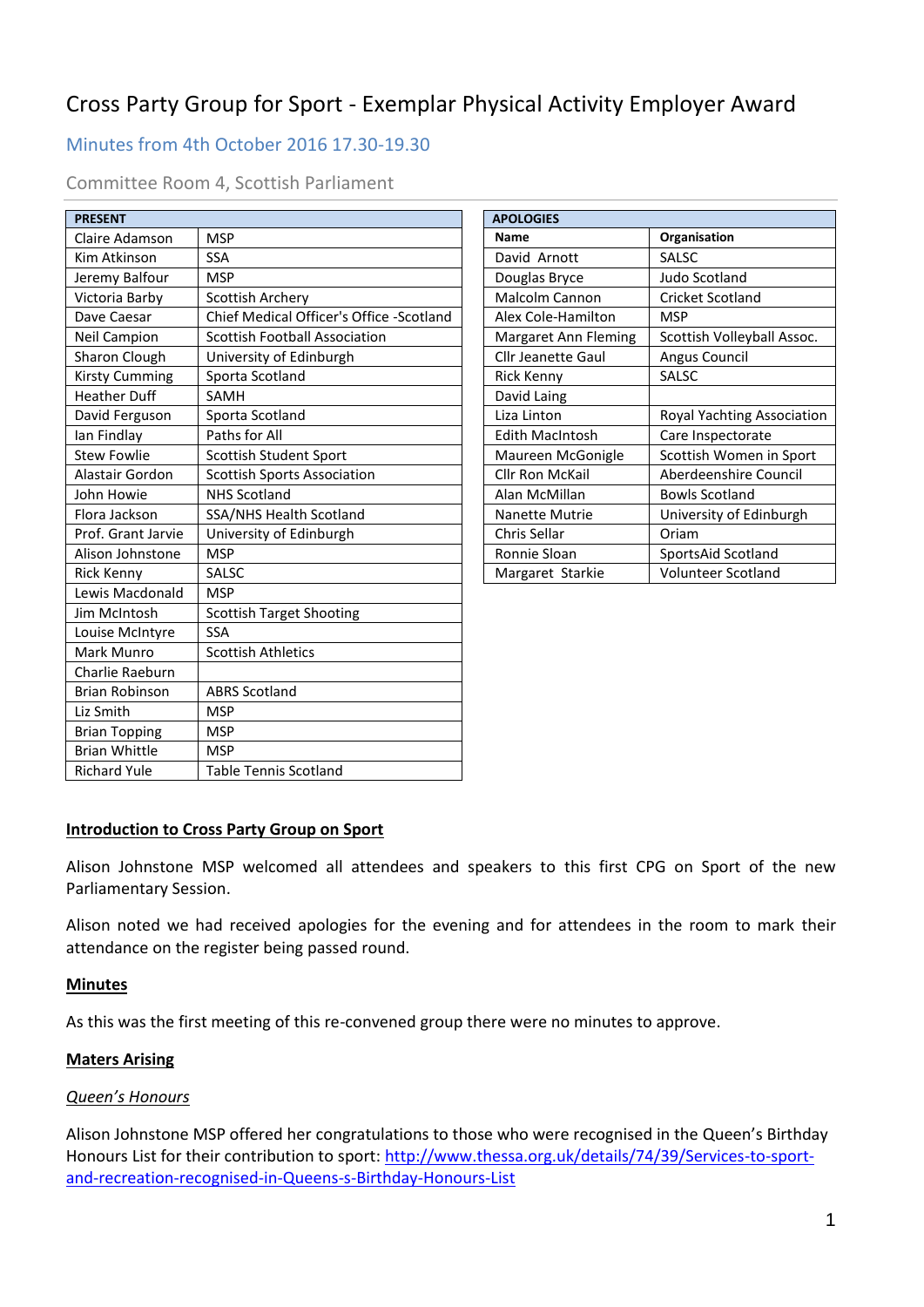# Cross Party Group for Sport - Exemplar Physical Activity Employer Award

## Minutes from 4th October 2016 17.30-19.30

### Committee Room 4, Scottish Parliament

| PRESENT | |
|---|---|
| Claire Adamson | MSP |
| Kim Atkinson | SSA |
| Jeremy Balfour | MSP |
| Victoria Barby | Scottish Archery |
| Dave Caesar | Chief Medical Officer's Office -Scotland |
| Neil Campion | Scottish Football Association |
| Sharon Clough | University of Edinburgh |
| Kirsty Cumming | Sporta Scotland |
| Heather Duff | SAMH |
| David Ferguson | Sporta Scotland |
| Ian Findlay | Paths for All |
| Stew Fowlie | Scottish Student Sport |
| Alastair Gordon | Scottish Sports Association |
| John Howie | NHS Scotland |
| Flora Jackson | SSA/NHS Health Scotland |
| Prof. Grant Jarvie | University of Edinburgh |
| Alison Johnstone | MSP |
| Rick Kenny | SALSC |
| Lewis Macdonald | MSP |
| Jim McIntosh | Scottish Target Shooting |
| Louise McIntyre | SSA |
| Mark Munro | Scottish Athletics |
| Charlie Raeburn | |
| Brian Robinson | ABRS Scotland |
| Liz Smith | MSP |
| Brian Topping | MSP |
| Brian Whittle | MSP |
| Richard Yule | Table Tennis Scotland |

| APOLOGIES | |
|---|---|
| **Name** | **Organisation** |
| David Arnott | SALSC |
| Douglas Bryce | Judo Scotland |
| Malcolm Cannon | Cricket Scotland |
| Alex Cole-Hamilton | MSP |
| Margaret Ann Fleming | Scottish Volleyball Assoc. |
| Cllr Jeanette Gaul | Angus Council |
| Rick Kenny | SALSC |
| David Laing | |
| Liza Linton | Royal Yachting Association |
| Edith MacIntosh | Care Inspectorate |
| Maureen McGonigle | Scottish Women in Sport |
| Cllr Ron McKail | Aberdeenshire Council |
| Alan McMillan | Bowls Scotland |
| Nanette Mutrie | University of Edinburgh |
| Chris Sellar | Oriam |
| Ronnie Sloan | SportsAid Scotland |
| Margaret Starkie | Volunteer Scotland |

**Introduction to Cross Party Group on Sport**

Alison Johnstone MSP welcomed all attendees and speakers to this first CPG on Sport of the new Parliamentary Session.

Alison noted we had received apologies for the evening and for attendees in the room to mark their attendance on the register being passed round.

**Minutes**

As this was the first meeting of this re-convened group there were no minutes to approve.

**Maters Arising**

*Queen's Honours*

Alison Johnstone MSP offered her congratulations to those who were recognised in the Queen's Birthday Honours List for their contribution to sport: http://www.thessa.org.uk/details/74/39/Services-to-sport-and-recreation-recognised-in-Queens-s-Birthday-Honours-List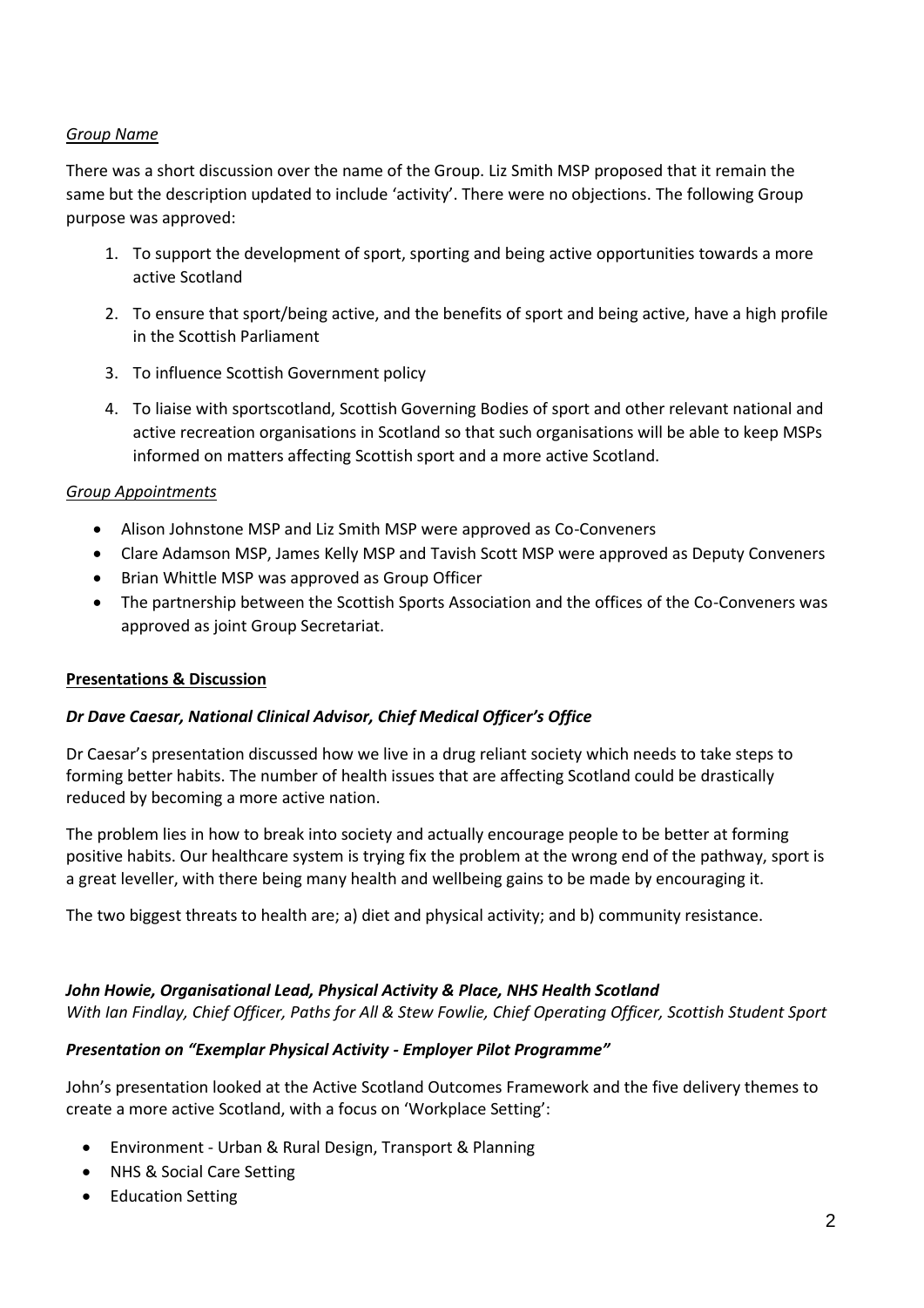*Group Name*

There was a short discussion over the name of the Group. Liz Smith MSP proposed that it remain the same but the description updated to include 'activity'. There were no objections. The following Group purpose was approved:

1. To support the development of sport, sporting and being active opportunities towards a more active Scotland
2. To ensure that sport/being active, and the benefits of sport and being active, have a high profile in the Scottish Parliament
3. To influence Scottish Government policy
4. To liaise with sportscotland, Scottish Governing Bodies of sport and other relevant national and active recreation organisations in Scotland so that such organisations will be able to keep MSPs informed on matters affecting Scottish sport and a more active Scotland.

*Group Appointments*

- Alison Johnstone MSP and Liz Smith MSP were approved as Co-Conveners
- Clare Adamson MSP, James Kelly MSP and Tavish Scott MSP were approved as Deputy Conveners
- Brian Whittle MSP was approved as Group Officer
- The partnership between the Scottish Sports Association and the offices of the Co-Conveners was approved as joint Group Secretariat.

**Presentations & Discussion**

***Dr Dave Caesar, National Clinical Advisor, Chief Medical Officer's Office***

Dr Caesar's presentation discussed how we live in a drug reliant society which needs to take steps to forming better habits. The number of health issues that are affecting Scotland could be drastically reduced by becoming a more active nation.

The problem lies in how to break into society and actually encourage people to be better at forming positive habits. Our healthcare system is trying fix the problem at the wrong end of the pathway, sport is a great leveller, with there being many health and wellbeing gains to be made by encouraging it.

The two biggest threats to health are; a) diet and physical activity; and b) community resistance.

***John Howie, Organisational Lead, Physical Activity & Place, NHS Health Scotland***
*With Ian Findlay, Chief Officer, Paths for All & Stew Fowlie, Chief Operating Officer, Scottish Student Sport*

***Presentation on "Exemplar Physical Activity - Employer Pilot Programme"***

John's presentation looked at the Active Scotland Outcomes Framework and the five delivery themes to create a more active Scotland, with a focus on 'Workplace Setting':

- Environment - Urban & Rural Design, Transport & Planning
- NHS & Social Care Setting
- Education Setting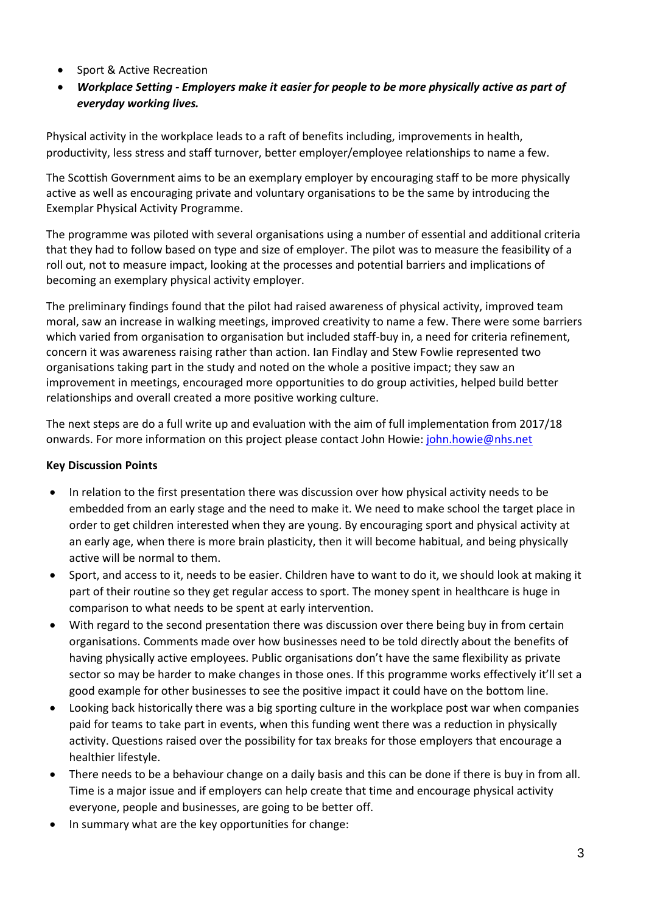- Sport & Active Recreation
- ***Workplace Setting - Employers make it easier for people to be more physically active as part of everyday working lives.***

Physical activity in the workplace leads to a raft of benefits including, improvements in health, productivity, less stress and staff turnover, better employer/employee relationships to name a few.

The Scottish Government aims to be an exemplary employer by encouraging staff to be more physically active as well as encouraging private and voluntary organisations to be the same by introducing the Exemplar Physical Activity Programme.

The programme was piloted with several organisations using a number of essential and additional criteria that they had to follow based on type and size of employer. The pilot was to measure the feasibility of a roll out, not to measure impact, looking at the processes and potential barriers and implications of becoming an exemplary physical activity employer.

The preliminary findings found that the pilot had raised awareness of physical activity, improved team moral, saw an increase in walking meetings, improved creativity to name a few. There were some barriers which varied from organisation to organisation but included staff-buy in, a need for criteria refinement, concern it was awareness raising rather than action. Ian Findlay and Stew Fowlie represented two organisations taking part in the study and noted on the whole a positive impact; they saw an improvement in meetings, encouraged more opportunities to do group activities, helped build better relationships and overall created a more positive working culture.

The next steps are do a full write up and evaluation with the aim of full implementation from 2017/18 onwards. For more information on this project please contact John Howie: john.howie@nhs.net

**Key Discussion Points**

- In relation to the first presentation there was discussion over how physical activity needs to be embedded from an early stage and the need to make it. We need to make school the target place in order to get children interested when they are young. By encouraging sport and physical activity at an early age, when there is more brain plasticity, then it will become habitual, and being physically active will be normal to them.
- Sport, and access to it, needs to be easier. Children have to want to do it, we should look at making it part of their routine so they get regular access to sport. The money spent in healthcare is huge in comparison to what needs to be spent at early intervention.
- With regard to the second presentation there was discussion over there being buy in from certain organisations. Comments made over how businesses need to be told directly about the benefits of having physically active employees. Public organisations don't have the same flexibility as private sector so may be harder to make changes in those ones. If this programme works effectively it'll set a good example for other businesses to see the positive impact it could have on the bottom line.
- Looking back historically there was a big sporting culture in the workplace post war when companies paid for teams to take part in events, when this funding went there was a reduction in physically activity. Questions raised over the possibility for tax breaks for those employers that encourage a healthier lifestyle.
- There needs to be a behaviour change on a daily basis and this can be done if there is buy in from all. Time is a major issue and if employers can help create that time and encourage physical activity everyone, people and businesses, are going to be better off.
- In summary what are the key opportunities for change: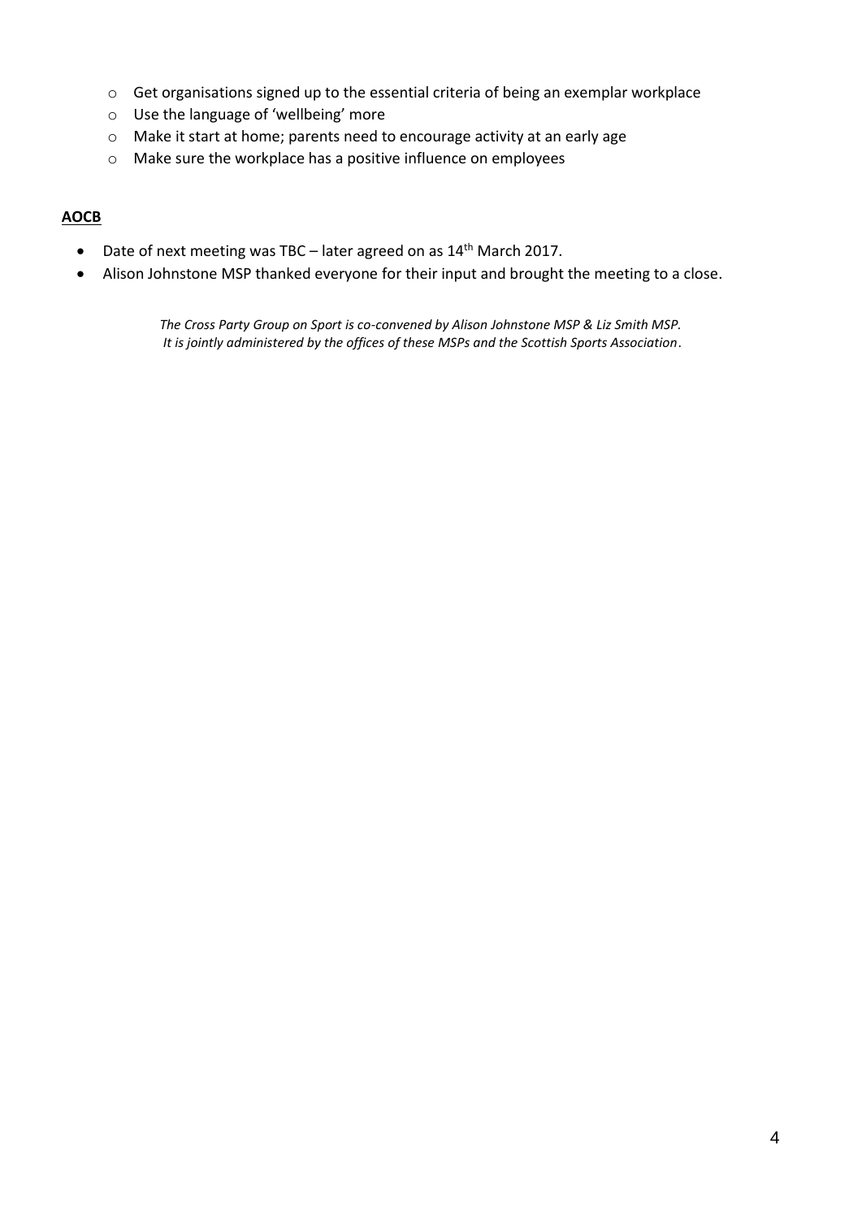- Get organisations signed up to the essential criteria of being an exemplar workplace
  - Use the language of 'wellbeing' more
  - Make it start at home; parents need to encourage activity at an early age
  - Make sure the workplace has a positive influence on employees

**AOCB**

- Date of next meeting was TBC – later agreed on as 14th March 2017.
- Alison Johnstone MSP thanked everyone for their input and brought the meeting to a close.

*The Cross Party Group on Sport is co-convened by Alison Johnstone MSP & Liz Smith MSP. It is jointly administered by the offices of these MSPs and the Scottish Sports Association.*